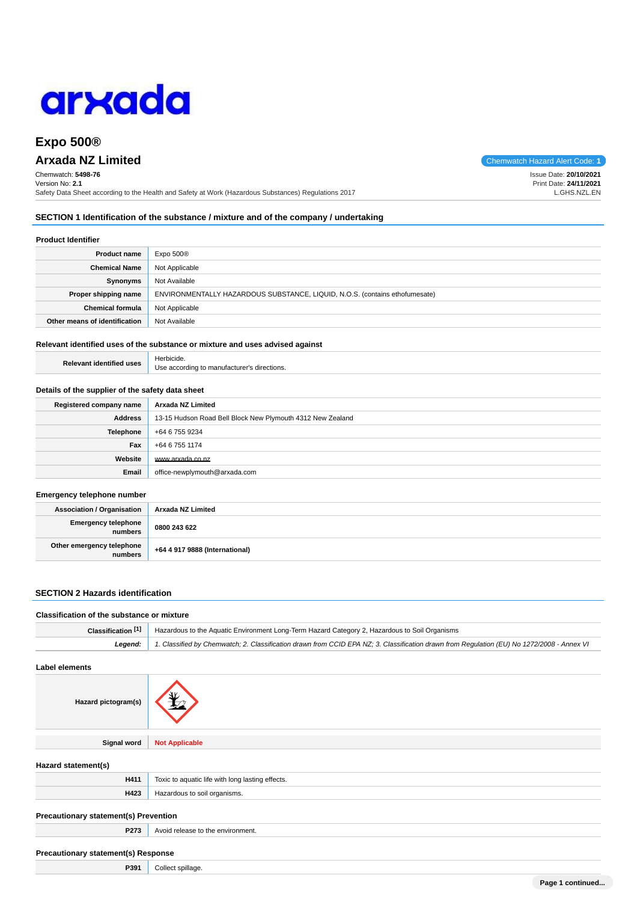# Expo 500®

## Arxada NZ Limited

Chemwatch Hazard Alert Code: **1**

Chemwatch: **5498-76**
Version No: **2.1**
Safety Data Sheet according to the Health and Safety at Work (Hazardous Substances) Regulations 2017

Issue Date: **20/10/2021**
Print Date: **24/11/2021**
L.GHS.NZL.EN

## SECTION 1 Identification of the substance / mixture and of the company / undertaking

### Product Identifier

| | |
|---|---|
| **Product name** | Expo 500® |
| **Chemical Name** | Not Applicable |
| **Synonyms** | Not Available |
| **Proper shipping name** | ENVIRONMENTALLY HAZARDOUS SUBSTANCE, LIQUID, N.O.S. (contains ethofumesate) |
| **Chemical formula** | Not Applicable |
| **Other means of identification** | Not Available |

### Relevant identified uses of the substance or mixture and uses advised against

| | |
|---|---|
| **Relevant identified uses** | Herbicide.<br>Use according to manufacturer's directions. |

### Details of the supplier of the safety data sheet

| | |
|---|---|
| **Registered company name** | **Arxada NZ Limited** |
| **Address** | 13-15 Hudson Road Bell Block New Plymouth 4312 New Zealand |
| **Telephone** | +64 6 755 9234 |
| **Fax** | +64 6 755 1174 |
| **Website** | www.arxada.co.nz |
| **Email** | office-newplymouth@arxada.com |

### Emergency telephone number

| | |
|---|---|
| **Association / Organisation** | **Arxada NZ Limited** |
| **Emergency telephone numbers** | **0800 243 622** |
| **Other emergency telephone numbers** | **+64 4 917 9888 (International)** |

## SECTION 2 Hazards identification

### Classification of the substance or mixture

| | |
|---|---|
| **Classification [1]** | Hazardous to the Aquatic Environment Long-Term Hazard Category 2, Hazardous to Soil Organisms |
| ***Legend:*** | *1. Classified by Chemwatch; 2. Classification drawn from CCID EPA NZ; 3. Classification drawn from Regulation (EU) No 1272/2008 - Annex VI* |

### Label elements

| | |
|---|---|
| **Hazard pictogram(s)** | |
| **Signal word** | **Not Applicable** |

### Hazard statement(s)

| | |
|---|---|
| **H411** | Toxic to aquatic life with long lasting effects. |
| **H423** | Hazardous to soil organisms. |

### Precautionary statement(s) Prevention

| | |
|---|---|
| **P273** | Avoid release to the environment. |

### Precautionary statement(s) Response

| | |
|---|---|
| **P391** | Collect spillage. |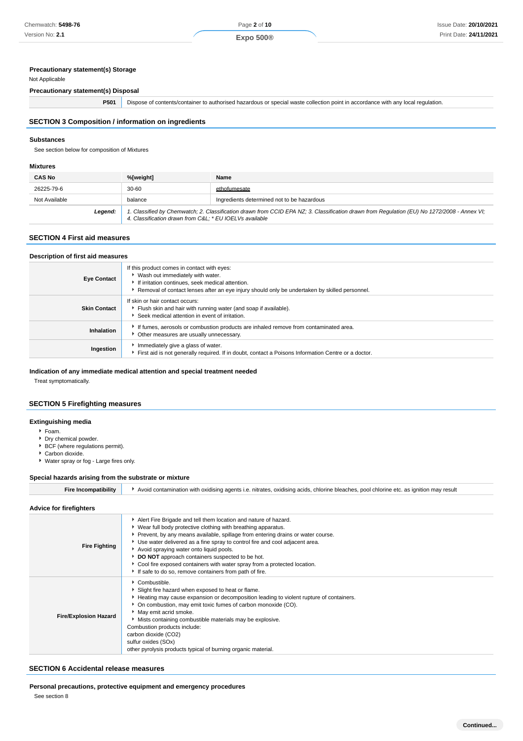### Precautionary statement(s) Storage

Not Applicable

### Precautionary statement(s) Disposal

| | |
|---|---|
| **P501** | Dispose of contents/container to authorised hazardous or special waste collection point in accordance with any local regulation. |

## SECTION 3 Composition / information on ingredients

### Substances

See section below for composition of Mixtures

### Mixtures

| CAS No | %[weight] | Name |
|---|---|---|
| 26225-79-6 | 30-60 | ethofumesate |
| Not Available | balance | Ingredients determined not to be hazardous |
| ***Legend:*** | *1. Classified by Chemwatch; 2. Classification drawn from CCID EPA NZ; 3. Classification drawn from Regulation (EU) No 1272/2008 - Annex VI; 4. Classification drawn from C&L; * EU IOELVs available* | |

## SECTION 4 First aid measures

### Description of first aid measures

| | |
|---|---|
| **Eye Contact** | If this product comes in contact with eyes:<br>• Wash out immediately with water.<br>• If irritation continues, seek medical attention.<br>• Removal of contact lenses after an eye injury should only be undertaken by skilled personnel. |
| **Skin Contact** | If skin or hair contact occurs:<br>• Flush skin and hair with running water (and soap if available).<br>• Seek medical attention in event of irritation. |
| **Inhalation** | • If fumes, aerosols or combustion products are inhaled remove from contaminated area.<br>• Other measures are usually unnecessary. |
| **Ingestion** | • Immediately give a glass of water.<br>• First aid is not generally required. If in doubt, contact a Poisons Information Centre or a doctor. |

### Indication of any immediate medical attention and special treatment needed

Treat symptomatically.

## SECTION 5 Firefighting measures

### Extinguishing media

- Foam.
- Dry chemical powder.
- BCF (where regulations permit).
- Carbon dioxide.
- Water spray or fog - Large fires only.

### Special hazards arising from the substrate or mixture

| | |
|---|---|
| **Fire Incompatibility** | • Avoid contamination with oxidising agents i.e. nitrates, oxidising acids, chlorine bleaches, pool chlorine etc. as ignition may result |

### Advice for firefighters

| | |
|---|---|
| **Fire Fighting** | • Alert Fire Brigade and tell them location and nature of hazard.<br>• Wear full body protective clothing with breathing apparatus.<br>• Prevent, by any means available, spillage from entering drains or water course.<br>• Use water delivered as a fine spray to control fire and cool adjacent area.<br>• Avoid spraying water onto liquid pools.<br>• **DO NOT** approach containers suspected to be hot.<br>• Cool fire exposed containers with water spray from a protected location.<br>• If safe to do so, remove containers from path of fire. |
| **Fire/Explosion Hazard** | • Combustible.<br>• Slight fire hazard when exposed to heat or flame.<br>• Heating may cause expansion or decomposition leading to violent rupture of containers.<br>• On combustion, may emit toxic fumes of carbon monoxide (CO).<br>• May emit acrid smoke.<br>• Mists containing combustible materials may be explosive.<br>Combustion products include:<br>carbon dioxide ($CO_2$)<br>sulfur oxides (SOx)<br>other pyrolysis products typical of burning organic material. |

## SECTION 6 Accidental release measures

### Personal precautions, protective equipment and emergency procedures

See section 8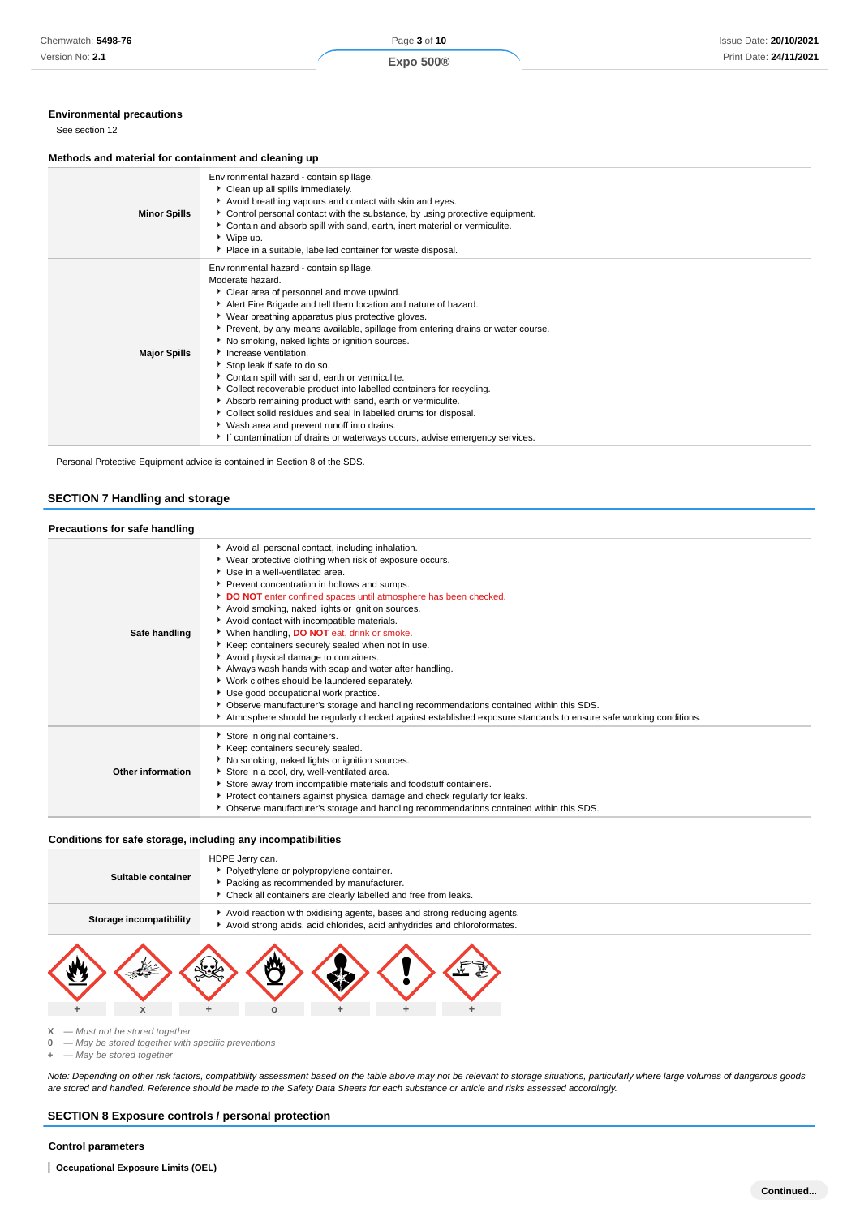**Environmental precautions**

See section 12

**Methods and material for containment and cleaning up**

| | |
|---|---|
| **Minor Spills** | Environmental hazard - contain spillage.<br>▸ Clean up all spills immediately.<br>▸ Avoid breathing vapours and contact with skin and eyes.<br>▸ Control personal contact with the substance, by using protective equipment.<br>▸ Contain and absorb spill with sand, earth, inert material or vermiculite.<br>▸ Wipe up.<br>▸ Place in a suitable, labelled container for waste disposal. |
| **Major Spills** | Environmental hazard - contain spillage.<br>Moderate hazard.<br>▸ Clear area of personnel and move upwind.<br>▸ Alert Fire Brigade and tell them location and nature of hazard.<br>▸ Wear breathing apparatus plus protective gloves.<br>▸ Prevent, by any means available, spillage from entering drains or water course.<br>▸ No smoking, naked lights or ignition sources.<br>▸ Increase ventilation.<br>▸ Stop leak if safe to do so.<br>▸ Contain spill with sand, earth or vermiculite.<br>▸ Collect recoverable product into labelled containers for recycling.<br>▸ Absorb remaining product with sand, earth or vermiculite.<br>▸ Collect solid residues and seal in labelled drums for disposal.<br>▸ Wash area and prevent runoff into drains.<br>▸ If contamination of drains or waterways occurs, advise emergency services. |

Personal Protective Equipment advice is contained in Section 8 of the SDS.

## SECTION 7 Handling and storage

**Precautions for safe handling**

| | |
|---|---|
| **Safe handling** | ▸ Avoid all personal contact, including inhalation.<br>▸ Wear protective clothing when risk of exposure occurs.<br>▸ Use in a well-ventilated area.<br>▸ Prevent concentration in hollows and sumps.<br>▸ **DO NOT** enter confined spaces until atmosphere has been checked.<br>▸ Avoid smoking, naked lights or ignition sources.<br>▸ Avoid contact with incompatible materials.<br>▸ When handling, **DO NOT** eat, drink or smoke.<br>▸ Keep containers securely sealed when not in use.<br>▸ Avoid physical damage to containers.<br>▸ Always wash hands with soap and water after handling.<br>▸ Work clothes should be laundered separately.<br>▸ Use good occupational work practice.<br>▸ Observe manufacturer's storage and handling recommendations contained within this SDS.<br>▸ Atmosphere should be regularly checked against established exposure standards to ensure safe working conditions. |
| **Other information** | ▸ Store in original containers.<br>▸ Keep containers securely sealed.<br>▸ No smoking, naked lights or ignition sources.<br>▸ Store in a cool, dry, well-ventilated area.<br>▸ Store away from incompatible materials and foodstuff containers.<br>▸ Protect containers against physical damage and check regularly for leaks.<br>▸ Observe manufacturer's storage and handling recommendations contained within this SDS. |

**Conditions for safe storage, including any incompatibilities**

| | |
|---|---|
| **Suitable container** | HDPE Jerry can.<br>▸ Polyethylene or polypropylene container.<br>▸ Packing as recommended by manufacturer.<br>▸ Check all containers are clearly labelled and free from leaks. |
| **Storage incompatibility** | ▸ Avoid reaction with oxidising agents, bases and strong reducing agents.<br>▸ Avoid strong acids, acid chlorides, acid anhydrides and chloroformates. |

| + | X | + | 0 | + | + | + |
|---|---|---|---|---|---|---|

X — *Must not be stored together*
0 — *May be stored together with specific preventions*
\+ — *May be stored together*

*Note: Depending on other risk factors, compatibility assessment based on the table above may not be relevant to storage situations, particularly where large volumes of dangerous goods are stored and handled. Reference should be made to the Safety Data Sheets for each substance or article and risks assessed accordingly.*

## SECTION 8 Exposure controls / personal protection

**Control parameters**

**Occupational Exposure Limits (OEL)**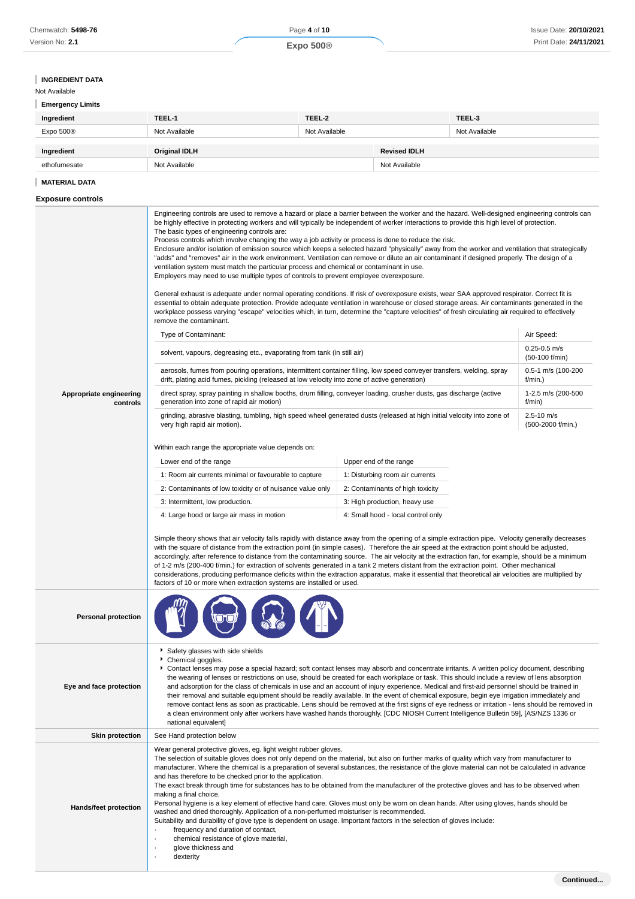### INGREDIENT DATA

Not Available

### Emergency Limits

| Ingredient | TEEL-1 | TEEL-2 | TEEL-3 |
|---|---|---|---|
| Expo 500® | Not Available | Not Available | Not Available |

| Ingredient | Original IDLH | Revised IDLH |
|---|---|---|
| ethofumesate | Not Available | Not Available |

### MATERIAL DATA

## Exposure controls

**Appropriate engineering controls**

Engineering controls are used to remove a hazard or place a barrier between the worker and the hazard. Well-designed engineering controls can be highly effective in protecting workers and will typically be independent of worker interactions to provide this high level of protection.
The basic types of engineering controls are:
Process controls which involve changing the way a job activity or process is done to reduce the risk.
Enclosure and/or isolation of emission source which keeps a selected hazard "physically" away from the worker and ventilation that strategically "adds" and "removes" air in the work environment. Ventilation can remove or dilute an air contaminant if designed properly. The design of a ventilation system must match the particular process and chemical or contaminant in use.
Employers may need to use multiple types of controls to prevent employee overexposure.

General exhaust is adequate under normal operating conditions. If risk of overexposure exists, wear SAA approved respirator. Correct fit is essential to obtain adequate protection. Provide adequate ventilation in warehouse or closed storage areas. Air contaminants generated in the workplace possess varying "escape" velocities which, in turn, determine the "capture velocities" of fresh circulating air required to effectively remove the contaminant.

| Type of Contaminant: | Air Speed: |
|---|---|
| solvent, vapours, degreasing etc., evaporating from tank (in still air) | 0.25-0.5 m/s (50-100 f/min) |
| aerosols, fumes from pouring operations, intermittent container filling, low speed conveyer transfers, welding, spray drift, plating acid fumes, pickling (released at low velocity into zone of active generation) | 0.5-1 m/s (100-200 f/min.) |
| direct spray, spray painting in shallow booths, drum filling, conveyer loading, crusher dusts, gas discharge (active generation into zone of rapid air motion) | 1-2.5 m/s (200-500 f/min) |
| grinding, abrasive blasting, tumbling, high speed wheel generated dusts (released at high initial velocity into zone of very high rapid air motion). | 2.5-10 m/s (500-2000 f/min.) |

Within each range the appropriate value depends on:

| Lower end of the range | Upper end of the range |
|---|---|
| 1: Room air currents minimal or favourable to capture | 1: Disturbing room air currents |
| 2: Contaminants of low toxicity or of nuisance value only | 2: Contaminants of high toxicity |
| 3: Intermittent, low production. | 3: High production, heavy use |
| 4: Large hood or large air mass in motion | 4: Small hood - local control only |

Simple theory shows that air velocity falls rapidly with distance away from the opening of a simple extraction pipe. Velocity generally decreases with the square of distance from the extraction point (in simple cases). Therefore the air speed at the extraction point should be adjusted, accordingly, after reference to distance from the contaminating source. The air velocity at the extraction fan, for example, should be a minimum of 1-2 m/s (200-400 f/min.) for extraction of solvents generated in a tank 2 meters distant from the extraction point. Other mechanical considerations, producing performance deficits within the extraction apparatus, make it essential that theoretical air velocities are multiplied by factors of 10 or more when extraction systems are installed or used.

**Personal protection**

**Eye and face protection**

- Safety glasses with side shields
- Chemical goggles.
- Contact lenses may pose a special hazard; soft contact lenses may absorb and concentrate irritants. A written policy document, describing the wearing of lenses or restrictions on use, should be created for each workplace or task. This should include a review of lens absorption and adsorption for the class of chemicals in use and an account of injury experience. Medical and first-aid personnel should be trained in their removal and suitable equipment should be readily available. In the event of chemical exposure, begin eye irrigation immediately and remove contact lens as soon as practicable. Lens should be removed at the first signs of eye redness or irritation - lens should be removed in a clean environment only after workers have washed hands thoroughly. [CDC NIOSH Current Intelligence Bulletin 59], [AS/NZS 1336 or national equivalent]

**Skin protection**

See Hand protection below

**Hands/feet protection**

Wear general protective gloves, eg. light weight rubber gloves.
The selection of suitable gloves does not only depend on the material, but also on further marks of quality which vary from manufacturer to manufacturer. Where the chemical is a preparation of several substances, the resistance of the glove material can not be calculated in advance and has therefore to be checked prior to the application.
The exact break through time for substances has to be obtained from the manufacturer of the protective gloves and has to be observed when making a final choice.
Personal hygiene is a key element of effective hand care. Gloves must only be worn on clean hands. After using gloves, hands should be washed and dried thoroughly. Application of a non-perfumed moisturiser is recommended.
Suitability and durability of glove type is dependent on usage. Important factors in the selection of gloves include:

- frequency and duration of contact,
- chemical resistance of glove material,
- glove thickness and
- dexterity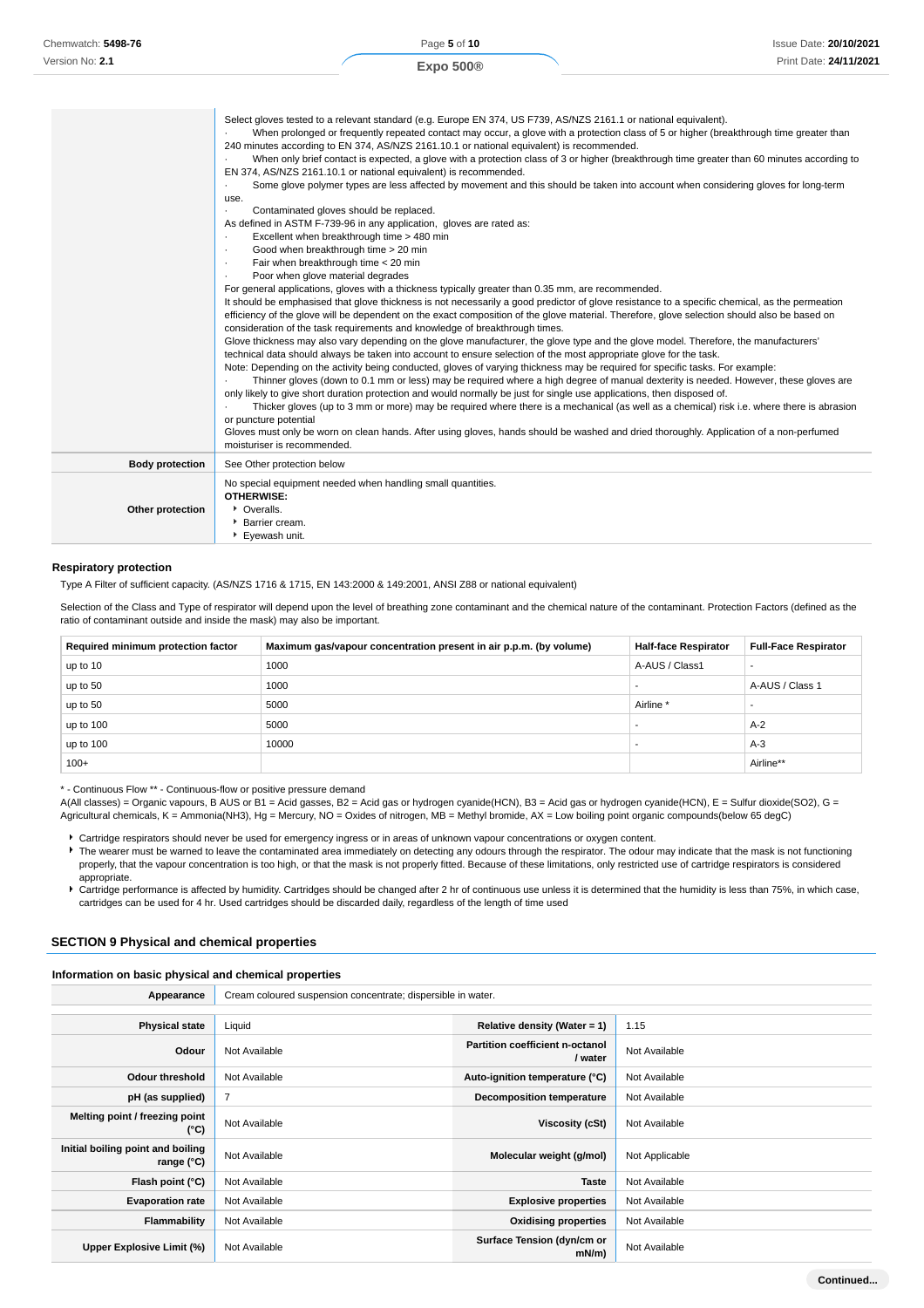| | |
|---|---|
| | Select gloves tested to a relevant standard (e.g. Europe EN 374, US F739, AS/NZS 2161.1 or national equivalent).<br>· When prolonged or frequently repeated contact may occur, a glove with a protection class of 5 or higher (breakthrough time greater than 240 minutes according to EN 374, AS/NZS 2161.10.1 or national equivalent) is recommended.<br>· When only brief contact is expected, a glove with a protection class of 3 or higher (breakthrough time greater than 60 minutes according to EN 374, AS/NZS 2161.10.1 or national equivalent) is recommended.<br>· Some glove polymer types are less affected by movement and this should be taken into account when considering gloves for long-term use.<br>· Contaminated gloves should be replaced.<br>As defined in ASTM F-739-96 in any application, gloves are rated as:<br>· Excellent when breakthrough time > 480 min<br>· Good when breakthrough time > 20 min<br>· Fair when breakthrough time < 20 min<br>· Poor when glove material degrades<br>For general applications, gloves with a thickness typically greater than 0.35 mm, are recommended.<br>It should be emphasised that glove thickness is not necessarily a good predictor of glove resistance to a specific chemical, as the permeation efficiency of the glove will be dependent on the exact composition of the glove material. Therefore, glove selection should also be based on consideration of the task requirements and knowledge of breakthrough times.<br>Glove thickness may also vary depending on the glove manufacturer, the glove type and the glove model. Therefore, the manufacturers' technical data should always be taken into account to ensure selection of the most appropriate glove for the task.<br>Note: Depending on the activity being conducted, gloves of varying thickness may be required for specific tasks. For example:<br>· Thinner gloves (down to 0.1 mm or less) may be required where a high degree of manual dexterity is needed. However, these gloves are only likely to give short duration protection and would normally be just for single use applications, then disposed of.<br>· Thicker gloves (up to 3 mm or more) may be required where there is a mechanical (as well as a chemical) risk i.e. where there is abrasion or puncture potential<br>Gloves must only be worn on clean hands. After using gloves, hands should be washed and dried thoroughly. Application of a non-perfumed moisturiser is recommended. |
| **Body protection** | See Other protection below |
| **Other protection** | No special equipment needed when handling small quantities.<br>**OTHERWISE:**<br>‣ Overalls.<br>‣ Barrier cream.<br>‣ Eyewash unit. |

### Respiratory protection

Type A Filter of sufficient capacity. (AS/NZS 1716 & 1715, EN 143:2000 & 149:2001, ANSI Z88 or national equivalent)

Selection of the Class and Type of respirator will depend upon the level of breathing zone contaminant and the chemical nature of the contaminant. Protection Factors (defined as the ratio of contaminant outside and inside the mask) may also be important.

| Required minimum protection factor | Maximum gas/vapour concentration present in air p.p.m. (by volume) | Half-face Respirator | Full-Face Respirator |
|---|---|---|---|
| up to 10 | 1000 | A-AUS / Class1 | - |
| up to 50 | 1000 | - | A-AUS / Class 1 |
| up to 50 | 5000 | Airline * | - |
| up to 100 | 5000 | - | A-2 |
| up to 100 | 10000 | - | A-3 |
| 100+ | | | Airline** |

* - Continuous Flow ** - Continuous-flow or positive pressure demand
A(All classes) = Organic vapours, B AUS or B1 = Acid gasses, B2 = Acid gas or hydrogen cyanide(HCN), B3 = Acid gas or hydrogen cyanide(HCN), E = Sulfur dioxide($SO_2$), G = Agricultural chemicals, K = Ammonia($NH_3$), Hg = Mercury, NO = Oxides of nitrogen, MB = Methyl bromide, AX = Low boiling point organic compounds(below 65 degC)

- Cartridge respirators should never be used for emergency ingress or in areas of unknown vapour concentrations or oxygen content.
- The wearer must be warned to leave the contaminated area immediately on detecting any odours through the respirator. The odour may indicate that the mask is not functioning properly, that the vapour concentration is too high, or that the mask is not properly fitted. Because of these limitations, only restricted use of cartridge respirators is considered appropriate.
- Cartridge performance is affected by humidity. Cartridges should be changed after 2 hr of continuous use unless it is determined that the humidity is less than 75%, in which case, cartridges can be used for 4 hr. Used cartridges should be discarded daily, regardless of the length of time used

## SECTION 9 Physical and chemical properties

### Information on basic physical and chemical properties

| | | | |
|---|---|---|---|
| **Appearance** | Cream coloured suspension concentrate; dispersible in water. | | |
| **Physical state** | Liquid | **Relative density (Water = 1)** | 1.15 |
| **Odour** | Not Available | **Partition coefficient n-octanol / water** | Not Available |
| **Odour threshold** | Not Available | **Auto-ignition temperature (°C)** | Not Available |
| **pH (as supplied)** | 7 | **Decomposition temperature** | Not Available |
| **Melting point / freezing point (°C)** | Not Available | **Viscosity (cSt)** | Not Available |
| **Initial boiling point and boiling range (°C)** | Not Available | **Molecular weight (g/mol)** | Not Applicable |
| **Flash point (°C)** | Not Available | **Taste** | Not Available |
| **Evaporation rate** | Not Available | **Explosive properties** | Not Available |
| **Flammability** | Not Available | **Oxidising properties** | Not Available |
| **Upper Explosive Limit (%)** | Not Available | **Surface Tension (dyn/cm or mN/m)** | Not Available |

Continued...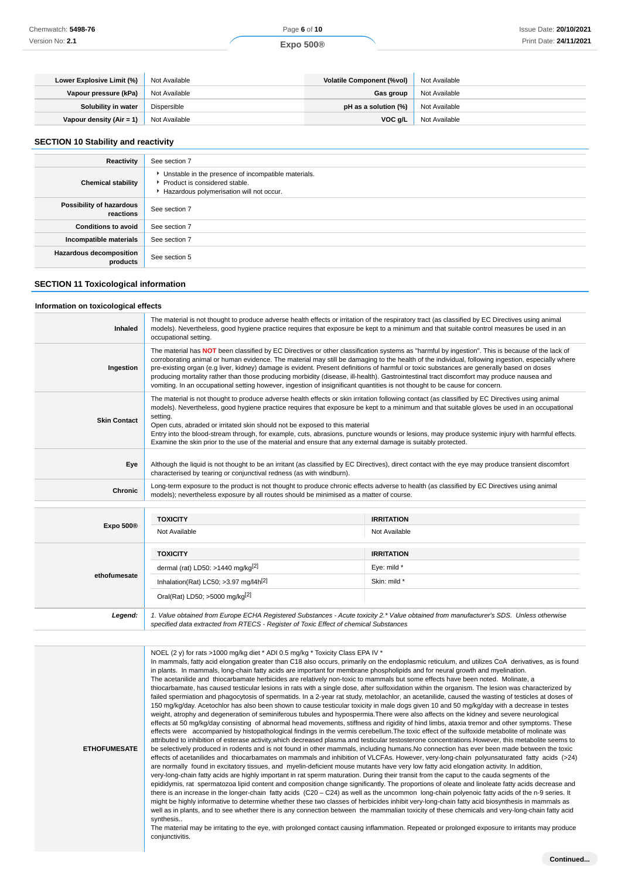| Lower Explosive Limit (%) | Not Available | Volatile Component (%vol) | Not Available |
|---|---|---|---|
| Vapour pressure (kPa) | Not Available | Gas group | Not Available |
| Solubility in water | Dispersible | pH as a solution (%) | Not Available |
| Vapour density (Air = 1) | Not Available | VOC g/L | Not Available |

## SECTION 10 Stability and reactivity

| | |
|---|---|
| **Reactivity** | See section 7 |
| **Chemical stability** | ‣ Unstable in the presence of incompatible materials.<br>‣ Product is considered stable.<br>‣ Hazardous polymerisation will not occur. |
| **Possibility of hazardous reactions** | See section 7 |
| **Conditions to avoid** | See section 7 |
| **Incompatible materials** | See section 7 |
| **Hazardous decomposition products** | See section 5 |

## SECTION 11 Toxicological information

### Information on toxicological effects

| | |
|---|---|
| **Inhaled** | The material is not thought to produce adverse health effects or irritation of the respiratory tract (as classified by EC Directives using animal models). Nevertheless, good hygiene practice requires that exposure be kept to a minimum and that suitable control measures be used in an occupational setting. |
| **Ingestion** | The material has **NOT** been classified by EC Directives or other classification systems as "harmful by ingestion". This is because of the lack of corroborating animal or human evidence. The material may still be damaging to the health of the individual, following ingestion, especially where pre-existing organ (e.g liver, kidney) damage is evident. Present definitions of harmful or toxic substances are generally based on doses producing mortality rather than those producing morbidity (disease, ill-health). Gastrointestinal tract discomfort may produce nausea and vomiting. In an occupational setting however, ingestion of insignificant quantities is not thought to be cause for concern. |
| **Skin Contact** | The material is not thought to produce adverse health effects or skin irritation following contact (as classified by EC Directives using animal models). Nevertheless, good hygiene practice requires that exposure be kept to a minimum and that suitable gloves be used in an occupational setting.<br>Open cuts, abraded or irritated skin should not be exposed to this material<br>Entry into the blood-stream through, for example, cuts, abrasions, puncture wounds or lesions, may produce systemic injury with harmful effects. Examine the skin prior to the use of the material and ensure that any external damage is suitably protected. |
| **Eye** | Although the liquid is not thought to be an irritant (as classified by EC Directives), direct contact with the eye may produce transient discomfort characterised by tearing or conjunctival redness (as with windburn). |
| **Chronic** | Long-term exposure to the product is not thought to produce chronic effects adverse to health (as classified by EC Directives using animal models); nevertheless exposure by all routes should be minimised as a matter of course. |

| | TOXICITY | IRRITATION |
|---|---|---|
| **Expo 500®** | Not Available | Not Available |
| **ethofumesate** | dermal (rat) LD50: >1440 mg/kg[2] | Eye: mild * |
| | Inhalation(Rat) LC50; >3.97 mg/l4h[2] | Skin: mild * |
| | Oral(Rat) LD50; >5000 mg/kg[2] | |
| ***Legend:*** | *1. Value obtained from Europe ECHA Registered Substances - Acute toxicity 2.* Value obtained from manufacturer's SDS. Unless otherwise specified data extracted from RTECS - Register of Toxic Effect of chemical Substances* | |

| | |
|---|---|
| **ETHOFUMESATE** | NOEL (2 y) for rats >1000 mg/kg diet * ADI 0.5 mg/kg * Toxicity Class EPA IV *<br>In mammals, fatty acid elongation greater than C18 also occurs, primarily on the endoplasmic reticulum, and utilizes CoA derivatives, as is found in plants. In mammals, long-chain fatty acids are important for membrane phospholipids and for neural growth and myelination.<br>The acetanilide and thiocarbamate herbicides are relatively non-toxic to mammals but some effects have been noted. Molinate, a thiocarbamate, has caused testicular lesions in rats with a single dose, after sulfoxidation within the organism. The lesion was characterized by failed spermiation and phagocytosis of spermatids. In a 2-year rat study, metolachlor, an acetanilide, caused the wasting of testicles at doses of 150 mg/kg/day. Acetochlor has also been shown to cause testicular toxicity in male dogs given 10 and 50 mg/kg/day with a decrease in testes weight, atrophy and degeneration of seminiferous tubules and hypospermia.There were also affects on the kidney and severe neurological effects at 50 mg/kg/day consisting of abnormal head movements, stiffness and rigidity of hind limbs, ataxia tremor and other symptoms. These effects were accompanied by histopathological findings in the vermis cerebellum.The toxic effect of the sulfoxide metabolite of molinate was attributed to inhibition of esterase activity,which decreased plasma and testicular testosterone concentrations.However, this metabolite seems to be selectively produced in rodents and is not found in other mammals, including humans.No connection has ever been made between the toxic effects of acetanilides and thiocarbamates on mammals and inhibition of VLCFAs. However, very-long-chain polyunsaturated fatty acids (>24) are normally found in excitatory tissues, and myelin-deficient mouse mutants have very low fatty acid elongation activity. In addition, very-long-chain fatty acids are highly important in rat sperm maturation. During their transit from the caput to the cauda segments of the epididymis, rat spermatozoa lipid content and composition change significantly. The proportions of oleate and linoleate fatty acids decrease and there is an increase in the longer-chain fatty acids (C20 – C24) as well as the uncommon long-chain polyenoic fatty acids of the n-9 series. It might be highly informative to determine whether these two classes of herbicides inhibit very-long-chain fatty acid biosynthesis in mammals as well as in plants, and to see whether there is any connection between the mammalian toxicity of these chemicals and very-long-chain fatty acid synthesis..<br>The material may be irritating to the eye, with prolonged contact causing inflammation. Repeated or prolonged exposure to irritants may produce conjunctivitis. |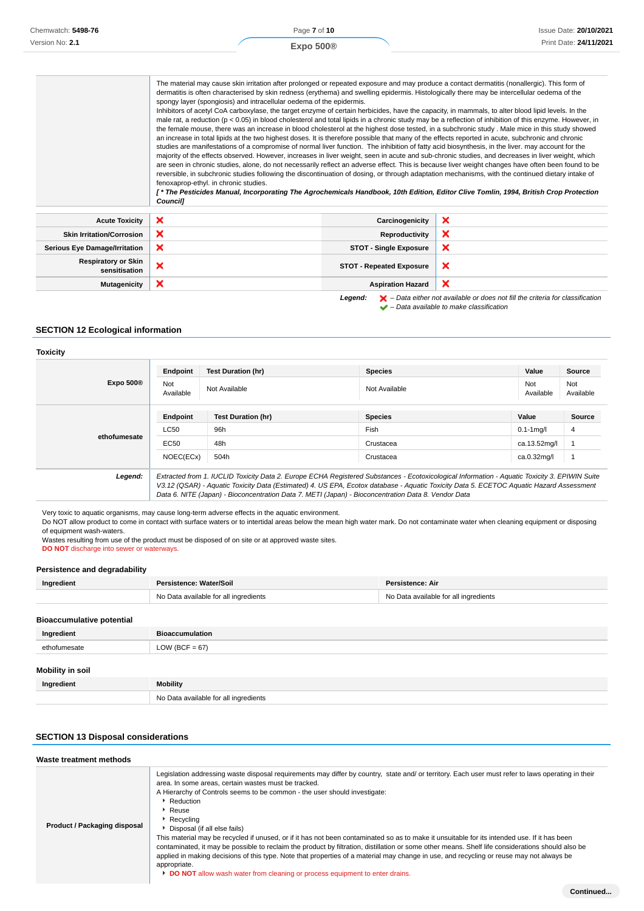| | |
|---|---|
| | The material may cause skin irritation after prolonged or repeated exposure and may produce a contact dermatitis (nonallergic). This form of dermatitis is often characterised by skin redness (erythema) and swelling epidermis. Histologically there may be intercellular oedema of the spongy layer (spongiosis) and intracellular oedema of the epidermis.<br>Inhibitors of acetyl CoA carboxylase, the target enzyme of certain herbicides, have the capacity, in mammals, to alter blood lipid levels. In the male rat, a reduction ($p < 0.05$) in blood cholesterol and total lipids in a chronic study may be a reflection of inhibition of this enzyme. However, in the female mouse, there was an increase in blood cholesterol at the highest dose tested, in a subchronic study . Male mice in this study showed an increase in total lipids at the two highest doses. It is therefore possible that many of the effects reported in acute, subchronic and chronic studies are manifestations of a compromise of normal liver function. The inhibition of fatty acid biosynthesis, in the liver. may account for the majority of the effects observed. However, increases in liver weight, seen in acute and sub-chronic studies, and decreases in liver weight, which are seen in chronic studies, alone, do not necessarily reflect an adverse effect. This is because liver weight changes have often been found to be reversible, in subchronic studies following the discontinuation of dosing, or through adaptation mechanisms, with the continued dietary intake of fenoxaprop-ethyl. in chronic studies.<br>***[ * The Pesticides Manual, Incorporating The Agrochemicals Handbook, 10th Edition, Editor Clive Tomlin, 1994, British Crop Protection Council]*** |

| | | | |
|---|---|---|---|
| **Acute Toxicity** | ❌ | **Carcinogenicity** | ❌ |
| **Skin Irritation/Corrosion** | ❌ | **Reproductivity** | ❌ |
| **Serious Eye Damage/Irritation** | ❌ | **STOT - Single Exposure** | ❌ |
| **Respiratory or Skin sensitisation** | ❌ | **STOT - Repeated Exposure** | ❌ |
| **Mutagenicity** | ❌ | **Aspiration Hazard** | ❌ |

***Legend:*** ❌ *– Data either not available or does not fill the criteria for classification*
✔ *– Data available to make classification*

## SECTION 12 Ecological information

### Toxicity

**Expo 500®**

| Endpoint | Test Duration (hr) | Species | Value | Source |
|---|---|---|---|---|
| Not Available | Not Available | Not Available | Not Available | Not Available |

**ethofumesate**

| Endpoint | Test Duration (hr) | Species | Value | Source |
|---|---|---|---|---|
| LC50 | 96h | Fish | 0.1-1mg/l | 4 |
| EC50 | 48h | Crustacea | ca.13.52mg/l | 1 |
| NOEC(ECx) | 504h | Crustacea | ca.0.32mg/l | 1 |

***Legend:*** *Extracted from 1. IUCLID Toxicity Data 2. Europe ECHA Registered Substances - Ecotoxicological Information - Aquatic Toxicity 3. EPIWIN Suite V3.12 (QSAR) - Aquatic Toxicity Data (Estimated) 4. US EPA, Ecotox database - Aquatic Toxicity Data 5. ECETOC Aquatic Hazard Assessment Data 6. NITE (Japan) - Bioconcentration Data 7. METI (Japan) - Bioconcentration Data 8. Vendor Data*

Very toxic to aquatic organisms, may cause long-term adverse effects in the aquatic environment.
Do NOT allow product to come in contact with surface waters or to intertidal areas below the mean high water mark. Do not contaminate water when cleaning equipment or disposing of equipment wash-waters.
Wastes resulting from use of the product must be disposed of on site or at approved waste sites.
**DO NOT** discharge into sewer or waterways.

### Persistence and degradability

| Ingredient | Persistence: Water/Soil | Persistence: Air |
|---|---|---|
| | No Data available for all ingredients | No Data available for all ingredients |

### Bioaccumulative potential

| Ingredient | Bioaccumulation |
|---|---|
| ethofumesate | LOW (BCF = 67) |

### Mobility in soil

| Ingredient | Mobility |
|---|---|
| | No Data available for all ingredients |

## SECTION 13 Disposal considerations

### Waste treatment methods

**Product / Packaging disposal**

Legislation addressing waste disposal requirements may differ by country, state and/ or territory. Each user must refer to laws operating in their area. In some areas, certain wastes must be tracked.
A Hierarchy of Controls seems to be common - the user should investigate:
- Reduction
- Reuse
- Recycling
- Disposal (if all else fails)

This material may be recycled if unused, or if it has not been contaminated so as to make it unsuitable for its intended use. If it has been contaminated, it may be possible to reclaim the product by filtration, distillation or some other means. Shelf life considerations should also be applied in making decisions of this type. Note that properties of a material may change in use, and recycling or reuse may not always be appropriate.
- **DO NOT** allow wash water from cleaning or process equipment to enter drains.

**Continued...**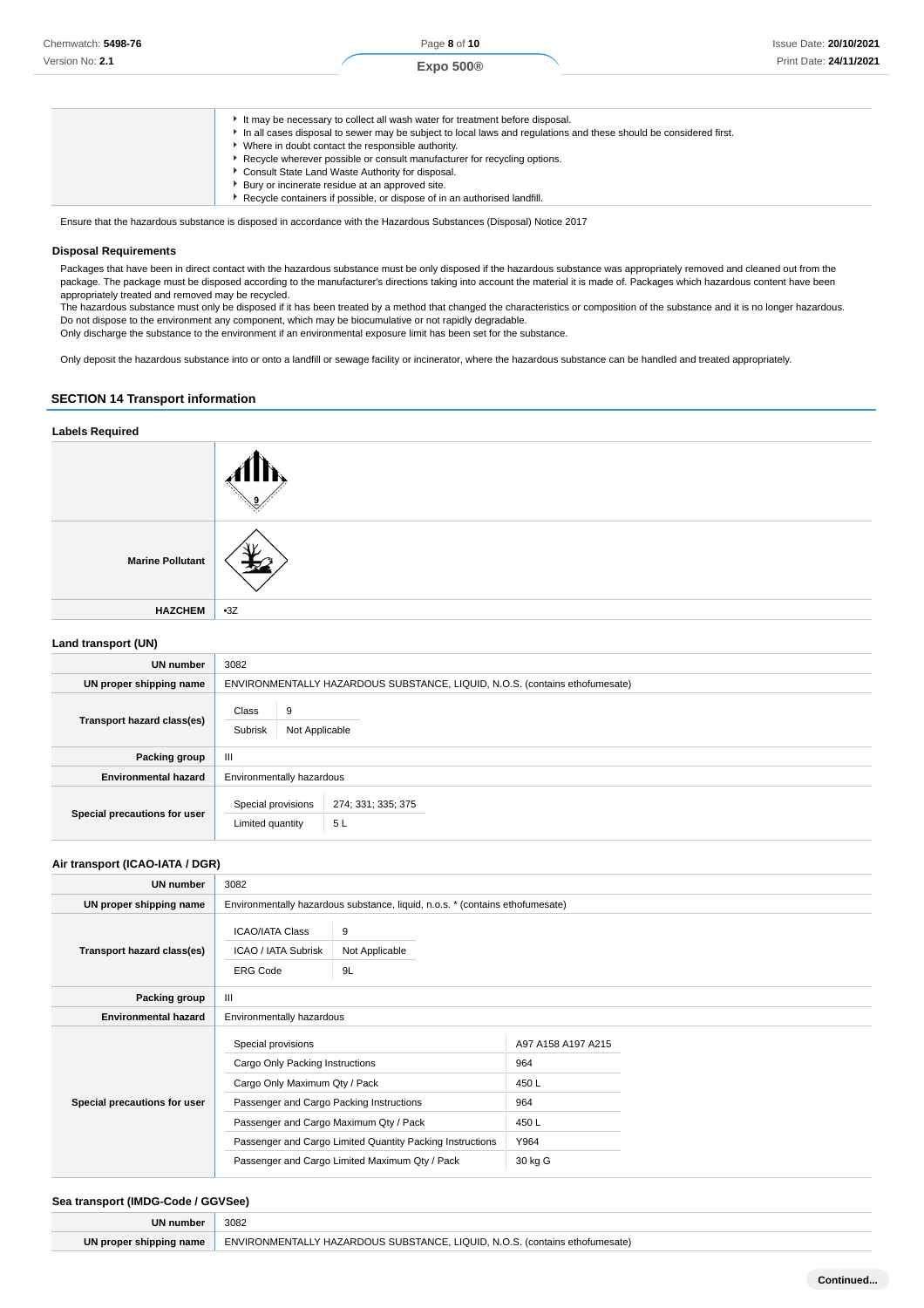| | |
|---|---|
| | - It may be necessary to collect all wash water for treatment before disposal.<br>- In all cases disposal to sewer may be subject to local laws and regulations and these should be considered first.<br>- Where in doubt contact the responsible authority.<br>- Recycle wherever possible or consult manufacturer for recycling options.<br>- Consult State Land Waste Authority for disposal.<br>- Bury or incinerate residue at an approved site.<br>- Recycle containers if possible, or dispose of in an authorised landfill. |

Ensure that the hazardous substance is disposed in accordance with the Hazardous Substances (Disposal) Notice 2017

### Disposal Requirements

Packages that have been in direct contact with the hazardous substance must be only disposed if the hazardous substance was appropriately removed and cleaned out from the package. The package must be disposed according to the manufacturer's directions taking into account the material it is made of. Packages which hazardous content have been appropriately treated and removed may be recycled.
The hazardous substance must only be disposed if it has been treated by a method that changed the characteristics or composition of the substance and it is no longer hazardous.
Do not dispose to the environment any component, which may be biocumulative or not rapidly degradable.
Only discharge the substance to the environment if an environmental exposure limit has been set for the substance.

Only deposit the hazardous substance into or onto a landfill or sewage facility or incinerator, where the hazardous substance can be handled and treated appropriately.

## SECTION 14 Transport information

### Labels Required

| | |
|---|---|
| | |
| **Marine Pollutant** | |
| **HAZCHEM** | •3Z |

### Land transport (UN)

| | |
|---|---|
| **UN number** | 3082 |
| **UN proper shipping name** | ENVIRONMENTALLY HAZARDOUS SUBSTANCE, LIQUID, N.O.S. (contains ethofumesate) |
| **Transport hazard class(es)** | Class: 9<br>Subrisk: Not Applicable |
| **Packing group** | III |
| **Environmental hazard** | Environmentally hazardous |
| **Special precautions for user** | Special provisions: 274; 331; 335; 375<br>Limited quantity: 5 L |

### Air transport (ICAO-IATA / DGR)

| | |
|---|---|
| **UN number** | 3082 |
| **UN proper shipping name** | Environmentally hazardous substance, liquid, n.o.s. * (contains ethofumesate) |
| **Transport hazard class(es)** | ICAO/IATA Class: 9<br>ICAO / IATA Subrisk: Not Applicable<br>ERG Code: 9L |
| **Packing group** | III |
| **Environmental hazard** | Environmentally hazardous |
| **Special precautions for user** | Special provisions: A97 A158 A197 A215<br>Cargo Only Packing Instructions: 964<br>Cargo Only Maximum Qty / Pack: 450 L<br>Passenger and Cargo Packing Instructions: 964<br>Passenger and Cargo Maximum Qty / Pack: 450 L<br>Passenger and Cargo Limited Quantity Packing Instructions: Y964<br>Passenger and Cargo Limited Maximum Qty / Pack: 30 kg G |

### Sea transport (IMDG-Code / GGVSee)

| | |
|---|---|
| **UN number** | 3082 |
| **UN proper shipping name** | ENVIRONMENTALLY HAZARDOUS SUBSTANCE, LIQUID, N.O.S. (contains ethofumesate) |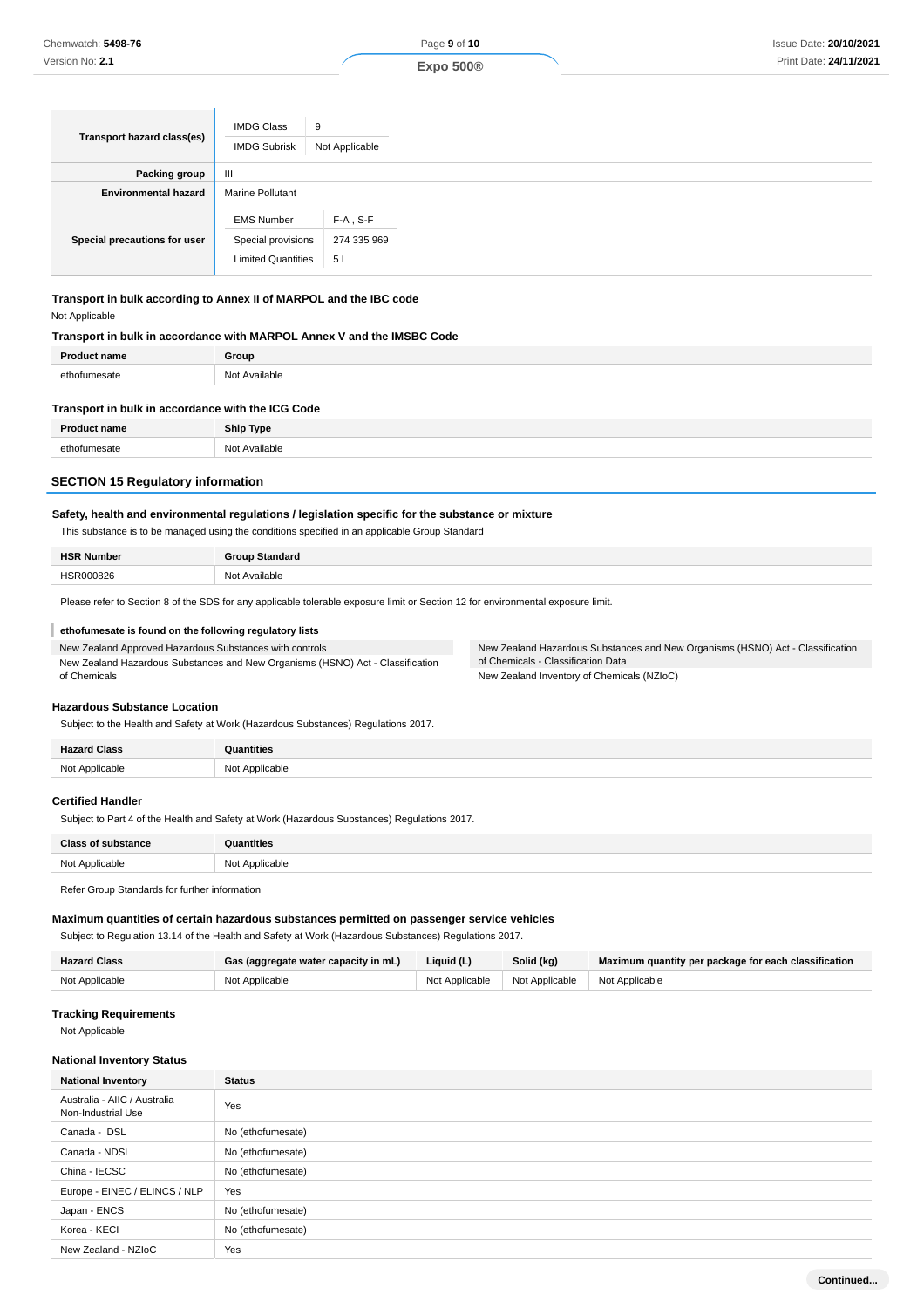| | | |
|---|---|---|
| **Transport hazard class(es)** | IMDG Class | 9 |
| | IMDG Subrisk | Not Applicable |
| **Packing group** | III | |
| **Environmental hazard** | Marine Pollutant | |
| **Special precautions for user** | EMS Number | F-A , S-F |
| | Special provisions | 274 335 969 |
| | Limited Quantities | 5 L |

### Transport in bulk according to Annex II of MARPOL and the IBC code

Not Applicable

### Transport in bulk in accordance with MARPOL Annex V and the IMSBC Code

| Product name | Group |
|---|---|
| ethofumesate | Not Available |

### Transport in bulk in accordance with the ICG Code

| Product name | Ship Type |
|---|---|
| ethofumesate | Not Available |

## SECTION 15 Regulatory information

### Safety, health and environmental regulations / legislation specific for the substance or mixture

This substance is to be managed using the conditions specified in an applicable Group Standard

| HSR Number | Group Standard |
|---|---|
| HSR000826 | Not Available |

Please refer to Section 8 of the SDS for any applicable tolerable exposure limit or Section 12 for environmental exposure limit.

**ethofumesate is found on the following regulatory lists**

New Zealand Approved Hazardous Substances with controls

New Zealand Hazardous Substances and New Organisms (HSNO) Act - Classification of Chemicals

New Zealand Hazardous Substances and New Organisms (HSNO) Act - Classification of Chemicals - Classification Data

New Zealand Inventory of Chemicals (NZIoC)

### Hazardous Substance Location

Subject to the Health and Safety at Work (Hazardous Substances) Regulations 2017.

| Hazard Class | Quantities |
|---|---|
| Not Applicable | Not Applicable |

### Certified Handler

Subject to Part 4 of the Health and Safety at Work (Hazardous Substances) Regulations 2017.

| Class of substance | Quantities |
|---|---|
| Not Applicable | Not Applicable |

Refer Group Standards for further information

### Maximum quantities of certain hazardous substances permitted on passenger service vehicles

Subject to Regulation 13.14 of the Health and Safety at Work (Hazardous Substances) Regulations 2017.

| Hazard Class | Gas (aggregate water capacity in mL) | Liquid (L) | Solid (kg) | Maximum quantity per package for each classification |
|---|---|---|---|---|
| Not Applicable | Not Applicable | Not Applicable | Not Applicable | Not Applicable |

### Tracking Requirements

Not Applicable

### National Inventory Status

| National Inventory | Status |
|---|---|
| Australia - AIIC / Australia Non-Industrial Use | Yes |
| Canada - DSL | No (ethofumesate) |
| Canada - NDSL | No (ethofumesate) |
| China - IECSC | No (ethofumesate) |
| Europe - EINEC / ELINCS / NLP | Yes |
| Japan - ENCS | No (ethofumesate) |
| Korea - KECI | No (ethofumesate) |
| New Zealand - NZIoC | Yes |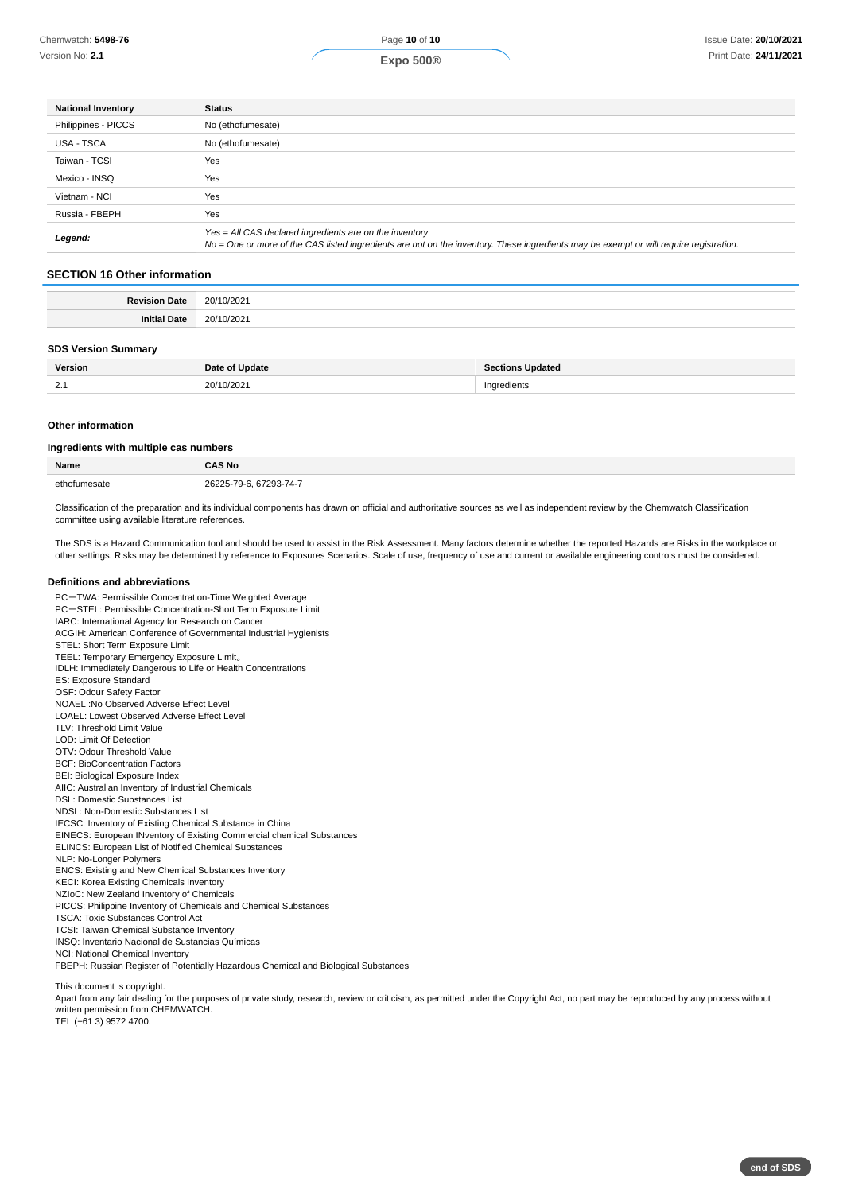| National Inventory | Status |
| --- | --- |
| Philippines - PICCS | No (ethofumesate) |
| USA - TSCA | No (ethofumesate) |
| Taiwan - TCSI | Yes |
| Mexico - INSQ | Yes |
| Vietnam - NCI | Yes |
| Russia - FBEPH | Yes |
| ***Legend:*** | *Yes = All CAS declared ingredients are on the inventory*<br>*No = One or more of the CAS listed ingredients are not on the inventory. These ingredients may be exempt or will require registration.* |

## SECTION 16 Other information

| | |
| --- | --- |
| **Revision Date** | 20/10/2021 |
| **Initial Date** | 20/10/2021 |

### SDS Version Summary

| Version | Date of Update | Sections Updated |
| --- | --- | --- |
| 2.1 | 20/10/2021 | Ingredients |

### Other information

### Ingredients with multiple cas numbers

| Name | CAS No |
| --- | --- |
| ethofumesate | 26225-79-6, 67293-74-7 |

Classification of the preparation and its individual components has drawn on official and authoritative sources as well as independent review by the Chemwatch Classification committee using available literature references.

The SDS is a Hazard Communication tool and should be used to assist in the Risk Assessment. Many factors determine whether the reported Hazards are Risks in the workplace or other settings. Risks may be determined by reference to Exposures Scenarios. Scale of use, frequency of use and current or available engineering controls must be considered.

### Definitions and abbreviations

PC－TWA: Permissible Concentration-Time Weighted Average
PC－STEL: Permissible Concentration-Short Term Exposure Limit
IARC: International Agency for Research on Cancer
ACGIH: American Conference of Governmental Industrial Hygienists
STEL: Short Term Exposure Limit
TEEL: Temporary Emergency Exposure Limit。
IDLH: Immediately Dangerous to Life or Health Concentrations
ES: Exposure Standard
OSF: Odour Safety Factor
NOAEL :No Observed Adverse Effect Level
LOAEL: Lowest Observed Adverse Effect Level
TLV: Threshold Limit Value
LOD: Limit Of Detection
OTV: Odour Threshold Value
BCF: BioConcentration Factors
BEI: Biological Exposure Index
AIIC: Australian Inventory of Industrial Chemicals
DSL: Domestic Substances List
NDSL: Non-Domestic Substances List
IECSC: Inventory of Existing Chemical Substance in China
EINECS: European INventory of Existing Commercial chemical Substances
ELINCS: European List of Notified Chemical Substances
NLP: No-Longer Polymers
ENCS: Existing and New Chemical Substances Inventory
KECI: Korea Existing Chemicals Inventory
NZIoC: New Zealand Inventory of Chemicals
PICCS: Philippine Inventory of Chemicals and Chemical Substances
TSCA: Toxic Substances Control Act
TCSI: Taiwan Chemical Substance Inventory
INSQ: Inventario Nacional de Sustancias Químicas
NCI: National Chemical Inventory
FBEPH: Russian Register of Potentially Hazardous Chemical and Biological Substances

This document is copyright.
Apart from any fair dealing for the purposes of private study, research, review or criticism, as permitted under the Copyright Act, no part may be reproduced by any process without written permission from CHEMWATCH.
TEL (+61 3) 9572 4700.

end of SDS